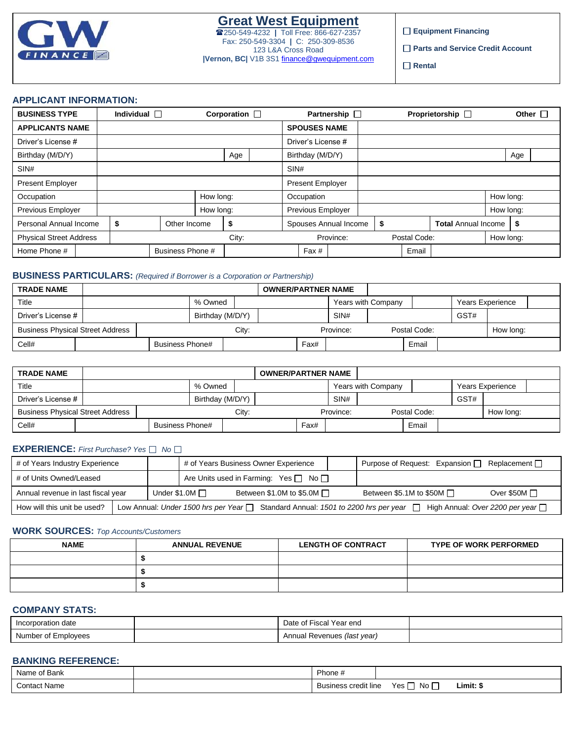# Great West Equipment

☎250-549-4232 | Toll Free: 866-627-2357
Fax: 250-549-3304 | C: 250-309-8536
123 L&A Cross Road
|Vernon, BC| V1B 3S1 finance@gwequipment.com

☐ Equipment Financing

☐ Parts and Service Credit Account

☐ Rental

## APPLICANT INFORMATION:

| BUSINESS TYPE | Individual ☐ | Corporation ☐ | Partnership ☐ | Proprietorship ☐ | Other ☐ |
|---|---|---|---|---|---|
| **APPLICANTS NAME** | | | **SPOUSES NAME** | | |
| Driver's License # | | | Driver's License # | | |
| Birthday (M/D/Y) | | Age | Birthday (M/D/Y) | | Age |
| SIN# | | | SIN# | | |
| Present Employer | | | Present Employer | | |
| Occupation | | How long: | Occupation | | How long: |
| Previous Employer | | How long: | Previous Employer | | How long: |
| Personal Annual Income | $ | Other Income $ | Spouses Annual Income | $ | **Total** Annual Income $ |
| Physical Street Address | City: | | Province: | Postal Code: | How long: |
| Home Phone # | Business Phone # | | Fax # | Email | |

## BUSINESS PARTICULARS: *(Required if Borrower is a Corporation or Partnership)*

| TRADE NAME | | | OWNER/PARTNER NAME | | |
|---|---|---|---|---|---|
| Title | | % Owned | | Years with Company | Years Experience |
| Driver's License # | | Birthday (M/D/Y) | | SIN# | GST# |
| Business Physical Street Address | City: | | Province: | Postal Code: | How long: |
| Cell# | Business Phone# | | Fax# | Email | |

| TRADE NAME | | | OWNER/PARTNER NAME | | |
|---|---|---|---|---|---|
| Title | | % Owned | | Years with Company | Years Experience |
| Driver's License # | | Birthday (M/D/Y) | | SIN# | GST# |
| Business Physical Street Address | City: | | Province: | Postal Code: | How long: |
| Cell# | Business Phone# | | Fax# | Email | |

## EXPERIENCE: *First Purchase? Yes ☐ No ☐*

| # of Years Industry Experience | | # of Years Business Owner Experience | | Purpose of Request: Expansion ☐ Replacement ☐ |
|---|---|---|---|---|
| # of Units Owned/Leased | | Are Units used in Farming: Yes ☐ No ☐ | | |
| Annual revenue in last fiscal year | Under $1.0M ☐ | Between $1.0M to $5.0M ☐ | Between $5.1M to $50M ☐ | Over $50M ☐ |
| How will this unit be used? | Low Annual: *Under 1500 hrs per Year* ☐ | Standard Annual: *1501 to 2200 hrs per year* ☐ | High Annual: *Over 2200 per year* ☐ | |

## WORK SOURCES: *Top Accounts/Customers*

| NAME | ANNUAL REVENUE | LENGTH OF CONTRACT | TYPE OF WORK PERFORMED |
|---|---|---|---|
| | $ | | |
| | $ | | |
| | $ | | |

## COMPANY STATS:

| Incorporation date | | Date of Fiscal Year end | |
|---|---|---|---|
| Number of Employees | | Annual Revenues *(last year)* | |

## BANKING REFERENCE:

| Name of Bank | | Phone # | |
|---|---|---|---|
| Contact Name | | Business credit line Yes ☐ No ☐ | **Limit: $** |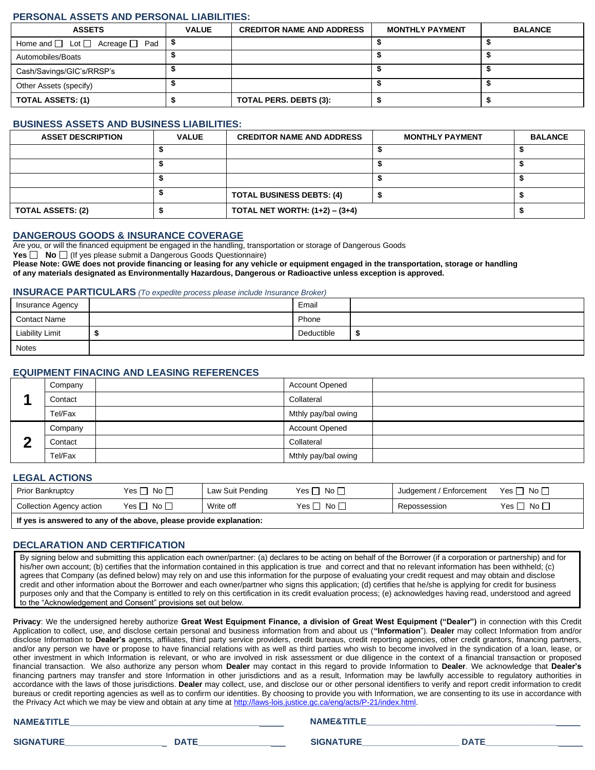## PERSONAL ASSETS AND PERSONAL LIABILITIES:

| ASSETS | VALUE | CREDITOR NAME AND ADDRESS | MONTHLY PAYMENT | BALANCE |
|---|---|---|---|---|
| Home and ☐ Lot ☐ Acreage ☐ Pad | $ | | $ | $ |
| Automobiles/Boats | $ | | $ | $ |
| Cash/Savings/GIC's/RRSP's | $ | | $ | $ |
| Other Assets (specify) | $ | | $ | $ |
| **TOTAL ASSETS: (1)** | **$** | **TOTAL PERS. DEBTS (3):** | **$** | **$** |

## BUSINESS ASSETS AND BUSINESS LIABILITIES:

| ASSET DESCRIPTION | VALUE | CREDITOR NAME AND ADDRESS | MONTHLY PAYMENT | BALANCE |
|---|---|---|---|---|
| | $ | | $ | $ |
| | $ | | $ | $ |
| | $ | | $ | $ |
| | $ | **TOTAL BUSINESS DEBTS: (4)** | **$** | **$** |
| **TOTAL ASSETS: (2)** | **$** | **TOTAL NET WORTH: (1+2) – (3+4)** | | **$** |

## DANGEROUS GOODS & INSURANCE COVERAGE

Are you, or will the financed equipment be engaged in the handling, transportation or storage of Dangerous Goods

**Yes** ☐ **No** ☐ (If yes please submit a Dangerous Goods Questionnaire)

**Please Note: GWE does not provide financing or leasing for any vehicle or equipment engaged in the transportation, storage or handling of any materials designated as Environmentally Hazardous, Dangerous or Radioactive unless exception is approved.**

## INSURANCE PARTICULARS *(To expedite process please include Insurance Broker)*

| | | | |
|---|---|---|---|
| Insurance Agency | | Email | |
| Contact Name | | Phone | |
| Liability Limit | $ | Deductible | $ |
| Notes | | | |

## EQUIPMENT FINACING AND LEASING REFERENCES

| | | | | |
|---|---|---|---|---|
| **1** | Company | | Account Opened | |
| | Contact | | Collateral | |
| | Tel/Fax | | Mthly pay/bal owing | |
| **2** | Company | | Account Opened | |
| | Contact | | Collateral | |
| | Tel/Fax | | Mthly pay/bal owing | |

## LEGAL ACTIONS

| | | | | | |
|---|---|---|---|---|---|
| Prior Bankruptcy | Yes ☐ No ☐ | Law Suit Pending | Yes ☐ No ☐ | Judgement / Enforcement | Yes ☐ No ☐ |
| Collection Agency action | Yes ☐ No ☐ | Write off | Yes ☐ No ☐ | Repossession | Yes ☐ No ☐ |
| **If yes is answered to any of the above, please provide explanation:** | | | | | |

## DECLARATION AND CERTIFICATION

By signing below and submitting this application each owner/partner: (a) declares to be acting on behalf of the Borrower (if a corporation or partnership) and for his/her own account; (b) certifies that the information contained in this application is true and correct and that no relevant information has been withheld; (c) agrees that Company (as defined below) may rely on and use this information for the purpose of evaluating your credit request and may obtain and disclose credit and other information about the Borrower and each owner/partner who signs this application; (d) certifies that he/she is applying for credit for business purposes only and that the Company is entitled to rely on this certification in its credit evaluation process; (e) acknowledges having read, understood and agreed to the "Acknowledgement and Consent" provisions set out below.

**Privacy**: We the undersigned hereby authorize **Great West Equipment Finance, a division of Great West Equipment ("Dealer")** in connection with this Credit Application to collect, use, and disclose certain personal and business information from and about us (**"Information"**). **Dealer** may collect Information from and/or disclose Information to **Dealer's** agents, affiliates, third party service providers, credit bureaus, credit reporting agencies, other credit grantors, financing partners, and/or any person we have or propose to have financial relations with as well as third parties who wish to become involved in the syndication of a loan, lease, or other investment in which Information is relevant, or who are involved in risk assessment or due diligence in the context of a financial transaction or proposed financial transaction. We also authorize any person whom **Dealer** may contact in this regard to provide Information to **Dealer**. We acknowledge that **Dealer's** financing partners may transfer and store Information in other jurisdictions and as a result, Information may be lawfully accessible to regulatory authorities in accordance with the laws of those jurisdictions. **Dealer** may collect, use, and disclose our or other personal identifiers to verify and report credit information to credit bureaus or credit reporting agencies as well as to confirm our identities. By choosing to provide you with Information, we are consenting to its use in accordance with the Privacy Act which we may be view and obtain at any time at http://laws-lois.justice.gc.ca/eng/acts/P-21/index.html.

**NAME&TITLE**______________________________ **NAME&TITLE**______________________________

**SIGNATURE**__________________ **DATE**______________ **SIGNATURE**__________________ **DATE**______________